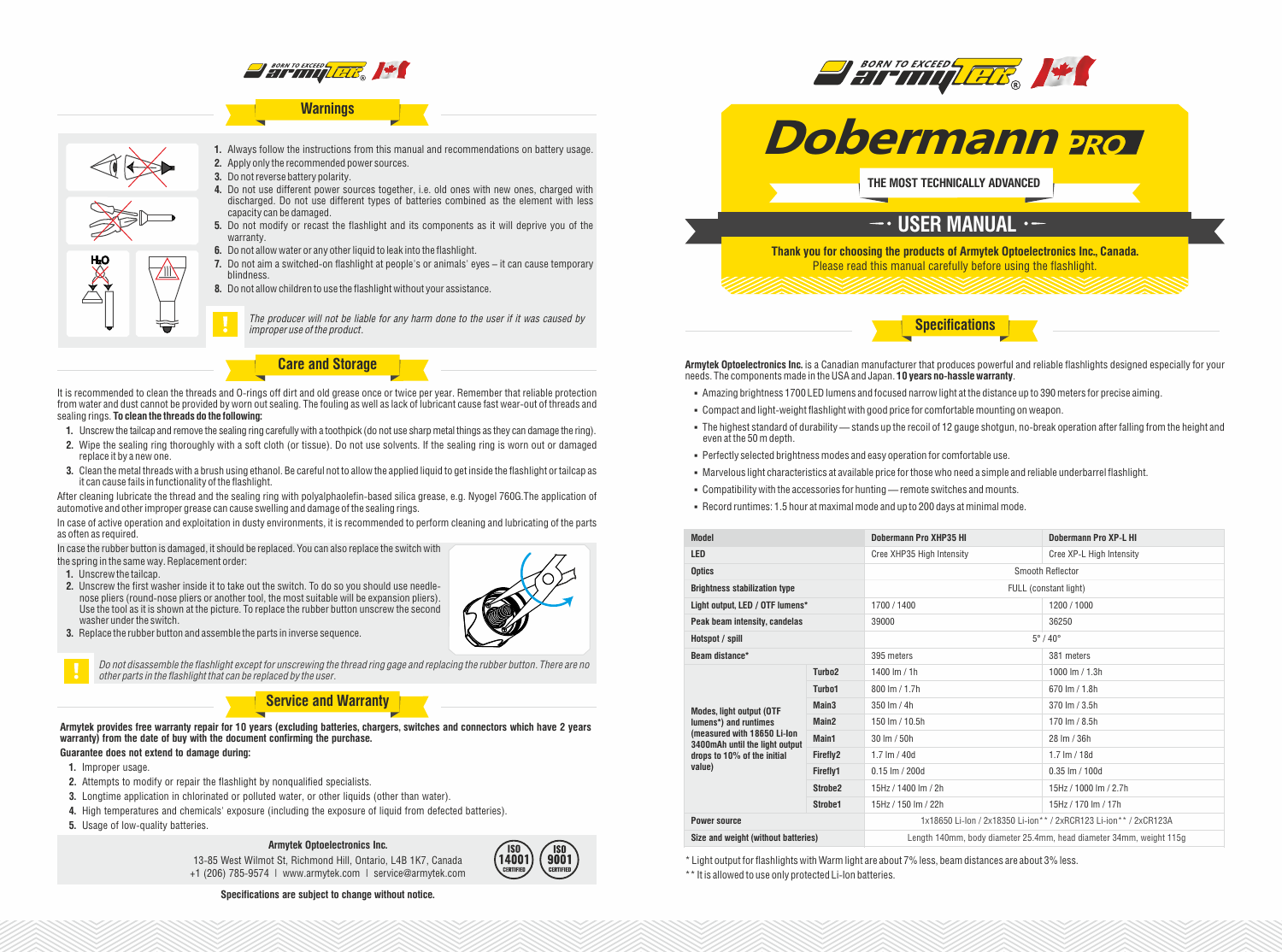## Warnings

1. Always follow the instructions from this manual and recommendations on battery usage.
2. Apply only the recommended power sources.
3. Do not reverse battery polarity.
4. Do not use different power sources together, i.e. old ones with new ones, charged with discharged. Do not use different types of batteries combined as the element with less capacity can be damaged.
5. Do not modify or recast the flashlight and its components as it will deprive you of the warranty.
6. Do not allow water or any other liquid to leak into the flashlight.
7. Do not aim a switched-on flashlight at people's or animals' eyes – it can cause temporary blindness.
8. Do not allow children to use the flashlight without your assistance.

*The producer will not be liable for any harm done to the user if it was caused by improper use of the product.*

## Care and Storage

It is recommended to clean the threads and O-rings off dirt and old grease once or twice per year. Remember that reliable protection from water and dust cannot be provided by worn out sealing. The fouling as well as lack of lubricant cause fast wear-out of threads and sealing rings. **To clean the threads do the following:**

1. Unscrew the tailcap and remove the sealing ring carefully with a toothpick (do not use sharp metal things as they can damage the ring).
2. Wipe the sealing ring thoroughly with a soft cloth (or tissue). Do not use solvents. If the sealing ring is worn out or damaged replace it by a new one.
3. Clean the metal threads with a brush using ethanol. Be careful not to allow the applied liquid to get inside the flashlight or tailcap as it can cause fails in functionality of the flashlight.

After cleaning lubricate the thread and the sealing ring with polyalphaolefin-based silica grease, e.g. Nyogel 760G.The application of automotive and other improper grease can cause swelling and damage of the sealing rings.

In case of active operation and exploitation in dusty environments, it is recommended to perform cleaning and lubricating of the parts as often as required.

In case the rubber button is damaged, it should be replaced. You can also replace the switch with the spring in the same way. Replacement order:

1. Unscrew the tailcap.
2. Unscrew the first washer inside it to take out the switch. To do so you should use needle-nose pliers (round-nose pliers or another tool, the most suitable will be expansion pliers). Use the tool as it is shown at the picture. To replace the rubber button unscrew the second washer under the switch.
3. Replace the rubber button and assemble the parts in inverse sequence.

*Do not disassemble the flashlight except for unscrewing the thread ring gage and replacing the rubber button. There are no other parts in the flashlight that can be replaced by the user.*

## Service and Warranty

**Armytek provides free warranty repair for 10 years (excluding batteries, chargers, switches and connectors which have 2 years warranty) from the date of buy with the document confirming the purchase.**

**Guarantee does not extend to damage during:**

1. Improper usage.
2. Attempts to modify or repair the flashlight by nonqualified specialists.
3. Longtime application in chlorinated or polluted water, or other liquids (other than water).
4. High temperatures and chemicals' exposure (including the exposure of liquid from defected batteries).
5. Usage of low-quality batteries.

**Armytek Optoelectronics Inc.**

13-85 West Wilmot St, Richmond Hill, Ontario, L4B 1K7, Canada
+1 (206) 785-9574 | www.armytek.com | service@armytek.com

ISO 14001 CERTIFIED | ISO 9001 CERTIFIED

**Specifications are subject to change without notice.**

# Dobermann PRO

**THE MOST TECHNICALLY ADVANCED**

## USER MANUAL

**Thank you for choosing the products of Armytek Optoelectronics Inc., Canada.**
Please read this manual carefully before using the flashlight.

## Specifications

**Armytek Optoelectronics Inc.** is a Canadian manufacturer that produces powerful and reliable flashlights designed especially for your needs. The components made in the USA and Japan. **10 years no-hassle warranty**.

- Amazing brightness 1700 LED lumens and focused narrow light at the distance up to 390 meters for precise aiming.
- Compact and light-weight flashlight with good price for comfortable mounting on weapon.
- The highest standard of durability — stands up the recoil of 12 gauge shotgun, no-break operation after falling from the height and even at the 50 m depth.
- Perfectly selected brightness modes and easy operation for comfortable use.
- Marvelous light characteristics at available price for those who need a simple and reliable underbarrel flashlight.
- Compatibility with the accessories for hunting — remote switches and mounts.
- Record runtimes: 1.5 hour at maximal mode and up to 200 days at minimal mode.

| Model | | Dobermann Pro XHP35 HI | Dobermann Pro XP-L HI |
|---|---|---|---|
| LED | | Cree XHP35 High Intensity | Cree XP-L High Intensity |
| Optics | | Smooth Reflector | |
| Brightness stabilization type | | FULL (constant light) | |
| Light output, LED / OTF lumens* | | 1700 / 1400 | 1200 / 1000 |
| Peak beam intensity, candelas | | 39000 | 36250 |
| Hotspot / spill | | 5° / 40° | |
| Beam distance* | | 395 meters | 381 meters |
| Modes, light output (OTF lumens*) and runtimes (measured with 18650 Li-Ion 3400mAh until the light output drops to 10% of the initial value) | Turbo2 | 1400 lm / 1h | 1000 lm / 1.3h |
| | Turbo1 | 800 lm / 1.7h | 670 lm / 1.8h |
| | Main3 | 350 lm / 4h | 370 lm / 3.5h |
| | Main2 | 150 lm / 10.5h | 170 lm / 8.5h |
| | Main1 | 30 lm / 50h | 28 lm / 36h |
| | Firefly2 | 1.7 lm / 40d | 1.7 lm / 18d |
| | Firefly1 | 0.15 lm / 200d | 0.35 lm / 100d |
| | Strobe2 | 15Hz / 1400 lm / 2h | 15Hz / 1000 lm / 2.7h |
| | Strobe1 | 15Hz / 150 lm / 22h | 15Hz / 170 lm / 17h |
| Power source | | 1x18650 Li-Ion / 2x18350 Li-ion** / 2xRCR123 Li-ion** / 2xCR123A | |
| Size and weight (without batteries) | | Length 140mm, body diameter 25.4mm, head diameter 34mm, weight 115g | |

\* Light output for flashlights with Warm light are about 7% less, beam distances are about 3% less.

\*\* It is allowed to use only protected Li-Ion batteries.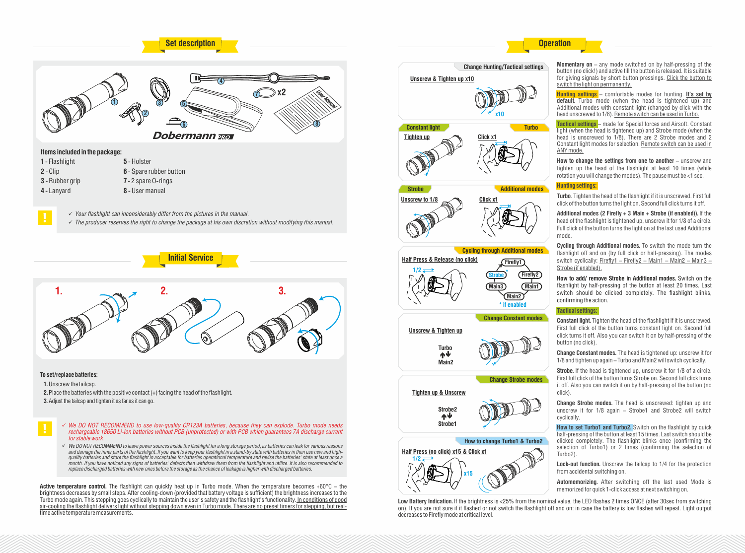## Set description

Dobermann PRO

x2

User Manual

**Items included in the package:**

**1** - Flashlight
**2** - Clip
**3** - Rubber grip
**4** - Lanyard
**5** - Holster
**6** - Spare rubber button
**7** - 2 spare O-rings
**8** - User manual

!

- *Your flashlight can inconsiderably differ from the pictures in the manual.*
- *The producer reserves the right to change the package at his own discretion without modifying this manual.*

## Initial Service

1. 2. 3.

**To set/replace batteries:**

**1.** Unscrew the tailcap.
**2.** Place the batteries with the positive contact (+) facing the head of the flashlight.
**3.** Adjust the tailcap and tighten it as far as it can go.

!

- *We DO NOT RECOMMEND to use low-quality CR123A batteries, because they can explode. Turbo mode needs rechargeable 18650 Li-Ion batteries without PCB (unprotected) or with PCB which guarantees 7A discharge current for stable work.*
- *We DO NOT RECOMMEND to leave power sources inside the flashlight for a long storage period, as batteries can leak for various reasons and damage the inner parts of the flashlight. If you want to keep your flashlight in a stand-by state with batteries in then use new and high-quality batteries and store the flashlight in acceptable for batteries operational temperature and revise the batteries' state at least once a month. If you have noticed any signs of batteries' defects then withdraw them from the flashlight and utilize. It is also recommended to replace discharged batteries with new ones before the storage as the chance of leakage is higher with discharged batteries.*

**Active temperature control.** The flashlight can quickly heat up in Turbo mode. When the temperature becomes +60°C – the brightness decreases by small steps. After cooling-down (provided that battery voltage is sufficient) the brightness increases to the Turbo mode again. This stepping goes cyclically to maintain the user's safety and the flashlight's functionality. In conditions of good air-cooling the flashlight delivers light without stepping down even in Turbo mode. There are no preset timers for stepping, but real-time active temperature measurements.

## Operation

**Change Hunting/Tactical settings**
Unscrew & Tighten up x10
x10

**Constant light** / **Turbo**
Tighten up / Click x1

**Strobe** / **Additional modes**
Unscrew to 1/8 / Click x1

**Cycling through Additional modes**
Half Press & Release (no click)
1/2
Firefly1 – Firefly2 – Main1 – Main2 – Main3 – Strobe
\* if enabled

**Change Constant modes**
Unscrew & Tighten up
Turbo
Main2

**Change Strobe modes**
Tighten up & Unscrew
Strobe2
Strobe1

**How to change Turbo1 & Turbo2**
Half Press (no click) x15 & Click x1
1/2
x15

**Momentary on** – any mode switched on by half-pressing of the button (no click!) and active till the button is released. It is suitable for giving signals by short button pressings. Click the button to switch the light on permanently.

**Hunting settings** – comfortable modes for hunting. **It's set by default.** Turbo mode (when the head is tightened up) and Additional modes with constant light (changed by click with the head unscrewed to 1/8). Remote switch can be used in Turbo.

**Tactical settings** – made for Special forces and Airsoft. Constant light (when the head is tightened up) and Strobe mode (when the head is unscrewed to 1/8). There are 2 Strobe modes and 2 Constant light modes for selection. Remote switch can be used in ANY mode.

**How to change the settings from one to another** – unscrew and tighten up the head of the flashlight at least 10 times (while rotation you will change the modes). The pause must be <1 sec.

### Hunting settings:

**Turbo**. Tighten the head of the flashlight if it is unscrewed. First full click of the button turns the light on. Second full click turns it off.

**Additional modes (2 Firefly + 3 Main + Strobe (if enabled)).** If the head of the flashlight is tightened up, unscrew it for 1/8 of a circle. Full click of the button turns the light on at the last used Additional mode.

**Cycling through Additional modes.** To switch the mode turn the flashlight off and on (by full click or half-pressing). The modes switch cyclically: Firefly1 – Firefly2 – Main1 – Main2 – Main3 – Strobe (if enabled).

**How to add/ remove Strobe in Additional modes.** Switch on the flashlight by half-pressing of the button at least 20 times. Last switch should be clicked completely. The flashlight blinks, confirming the action.

### Tactical settings:

**Constant light.** Tighten the head of the flashlight if it is unscrewed. First full click of the button turns constant light on. Second full click turns it off. Also you can switch it on by half-pressing of the button (no click).

**Change Constant modes.** The head is tightened up: unscrew it for 1/8 and tighten up again – Turbo and Main2 will switch cyclically.

**Strobe.** If the head is tightened up, unscrew it for 1/8 of a circle. First full click of the button turns Strobe on. Second full click turns it off. Also you can switch it on by half-pressing of the button (no click).

**Change Strobe modes.** The head is unscrewed: tighten up and unscrew it for 1/8 again – Strobe1 and Strobe2 will switch cyclically.

**How to set Turbo1 and Turbo2.** Switch on the flashlight by quick half-pressing of the button at least 15 times. Last switch should be clicked completely. The flashlight blinks once (confirming the selection of Turbo1) or 2 times (confirming the selection of Turbo2).

**Lock-out function.** Unscrew the tailcap to 1/4 for the protection from accidental switching on.

**Automemorizing.** After switching off the last used Mode is memorized for quick 1-click access at next switching on.

**Low Battery Indication.** If the brightness is <25% from the nominal value, the LED flashes 2 times ONCE (after 30sec from switching on). If you are not sure if it flashed or not switch the flashlight off and on: in case the battery is low flashes will repeat. Light output decreases to Firefly mode at critical level.